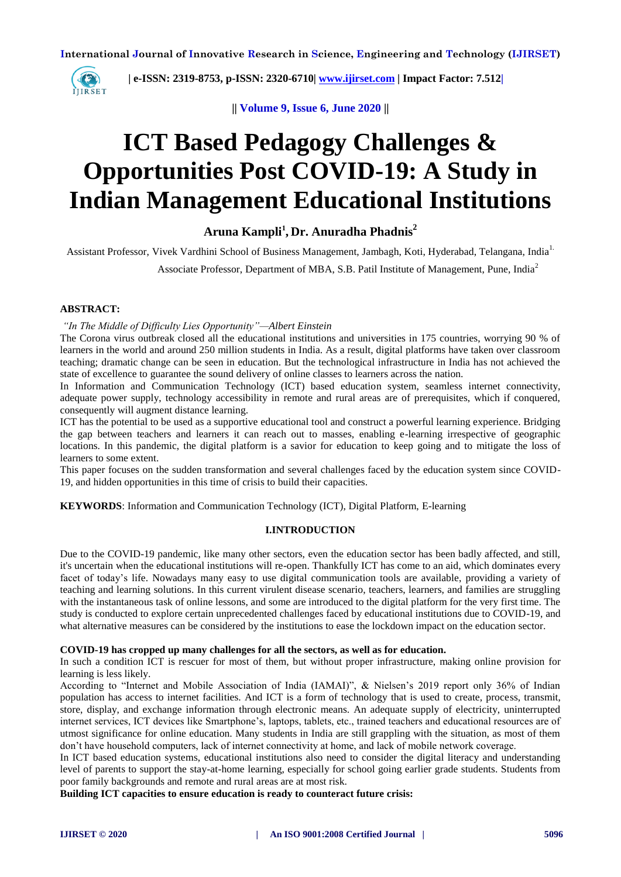# ICT Based Pedagogy Challenges & Opportunities Post COVID-19: A Study in Indian Management Educational Institutions

**Aruna Kampli[1], Dr. Anuradha Phadnis[2]**

Assistant Professor, Vivek Vardhini School of Business Management, Jambagh, Koti, Hyderabad, Telangana, India[1.]

Associate Professor, Department of MBA, S.B. Patil Institute of Management, Pune, India[2]

**ABSTRACT:**

*"In The Middle of Difficulty Lies Opportunity"—Albert Einstein*

The Corona virus outbreak closed all the educational institutions and universities in 175 countries, worrying 90 % of learners in the world and around 250 million students in India. As a result, digital platforms have taken over classroom teaching; dramatic change can be seen in education. But the technological infrastructure in India has not achieved the state of excellence to guarantee the sound delivery of online classes to learners across the nation.

In Information and Communication Technology (ICT) based education system, seamless internet connectivity, adequate power supply, technology accessibility in remote and rural areas are of prerequisites, which if conquered, consequently will augment distance learning.

ICT has the potential to be used as a supportive educational tool and construct a powerful learning experience. Bridging the gap between teachers and learners it can reach out to masses, enabling e-learning irrespective of geographic locations. In this pandemic, the digital platform is a savior for education to keep going and to mitigate the loss of learners to some extent.

This paper focuses on the sudden transformation and several challenges faced by the education system since COVID-19, and hidden opportunities in this time of crisis to build their capacities.

**KEYWORDS**: Information and Communication Technology (ICT), Digital Platform, E-learning

## I.INTRODUCTION

Due to the COVID-19 pandemic, like many other sectors, even the education sector has been badly affected, and still, it's uncertain when the educational institutions will re-open. Thankfully ICT has come to an aid, which dominates every facet of today's life. Nowadays many easy to use digital communication tools are available, providing a variety of teaching and learning solutions. In this current virulent disease scenario, teachers, learners, and families are struggling with the instantaneous task of online lessons, and some are introduced to the digital platform for the very first time. The study is conducted to explore certain unprecedented challenges faced by educational institutions due to COVID-19, and what alternative measures can be considered by the institutions to ease the lockdown impact on the education sector.

**COVID-19 has cropped up many challenges for all the sectors, as well as for education.**

In such a condition ICT is rescuer for most of them, but without proper infrastructure, making online provision for learning is less likely.

According to "Internet and Mobile Association of India (IAMAI)", & Nielsen's 2019 report only 36% of Indian population has access to internet facilities. And ICT is a form of technology that is used to create, process, transmit, store, display, and exchange information through electronic means. An adequate supply of electricity, uninterrupted internet services, ICT devices like Smartphone's, laptops, tablets, etc., trained teachers and educational resources are of utmost significance for online education. Many students in India are still grappling with the situation, as most of them don't have household computers, lack of internet connectivity at home, and lack of mobile network coverage.

In ICT based education systems, educational institutions also need to consider the digital literacy and understanding level of parents to support the stay-at-home learning, especially for school going earlier grade students. Students from poor family backgrounds and remote and rural areas are at most risk.

**Building ICT capacities to ensure education is ready to counteract future crisis:**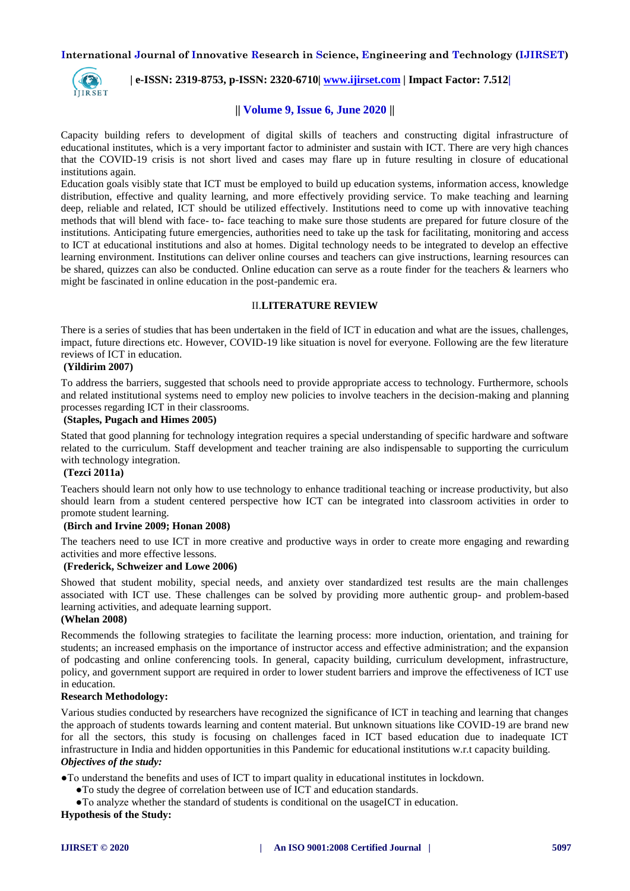Capacity building refers to development of digital skills of teachers and constructing digital infrastructure of educational institutes, which is a very important factor to administer and sustain with ICT. There are very high chances that the COVID-19 crisis is not short lived and cases may flare up in future resulting in closure of educational institutions again.

Education goals visibly state that ICT must be employed to build up education systems, information access, knowledge distribution, effective and quality learning, and more effectively providing service. To make teaching and learning deep, reliable and related, ICT should be utilized effectively. Institutions need to come up with innovative teaching methods that will blend with face- to- face teaching to make sure those students are prepared for future closure of the institutions. Anticipating future emergencies, authorities need to take up the task for facilitating, monitoring and access to ICT at educational institutions and also at homes. Digital technology needs to be integrated to develop an effective learning environment. Institutions can deliver online courses and teachers can give instructions, learning resources can be shared, quizzes can also be conducted. Online education can serve as a route finder for the teachers & learners who might be fascinated in online education in the post-pandemic era.

## II.LITERATURE REVIEW

There is a series of studies that has been undertaken in the field of ICT in education and what are the issues, challenges, impact, future directions etc. However, COVID-19 like situation is novel for everyone. Following are the few literature reviews of ICT in education.

**(Yildirim 2007)**

To address the barriers, suggested that schools need to provide appropriate access to technology. Furthermore, schools and related institutional systems need to employ new policies to involve teachers in the decision-making and planning processes regarding ICT in their classrooms.

**(Staples, Pugach and Himes 2005)**

Stated that good planning for technology integration requires a special understanding of specific hardware and software related to the curriculum. Staff development and teacher training are also indispensable to supporting the curriculum with technology integration.

**(Tezci 2011a)**

Teachers should learn not only how to use technology to enhance traditional teaching or increase productivity, but also should learn from a student centered perspective how ICT can be integrated into classroom activities in order to promote student learning.

**(Birch and Irvine 2009; Honan 2008)**

The teachers need to use ICT in more creative and productive ways in order to create more engaging and rewarding activities and more effective lessons.

**(Frederick, Schweizer and Lowe 2006)**

Showed that student mobility, special needs, and anxiety over standardized test results are the main challenges associated with ICT use. These challenges can be solved by providing more authentic group- and problem-based learning activities, and adequate learning support.

**(Whelan 2008)**

Recommends the following strategies to facilitate the learning process: more induction, orientation, and training for students; an increased emphasis on the importance of instructor access and effective administration; and the expansion of podcasting and online conferencing tools. In general, capacity building, curriculum development, infrastructure, policy, and government support are required in order to lower student barriers and improve the effectiveness of ICT use in education.

**Research Methodology:**

Various studies conducted by researchers have recognized the significance of ICT in teaching and learning that changes the approach of students towards learning and content material. But unknown situations like COVID-19 are brand new for all the sectors, this study is focusing on challenges faced in ICT based education due to inadequate ICT infrastructure in India and hidden opportunities in this Pandemic for educational institutions w.r.t capacity building.

***Objectives of the study:***

- To understand the benefits and uses of ICT to impart quality in educational institutes in lockdown.
- To study the degree of correlation between use of ICT and education standards.
- To analyze whether the standard of students is conditional on the usageICT in education.

**Hypothesis of the Study:**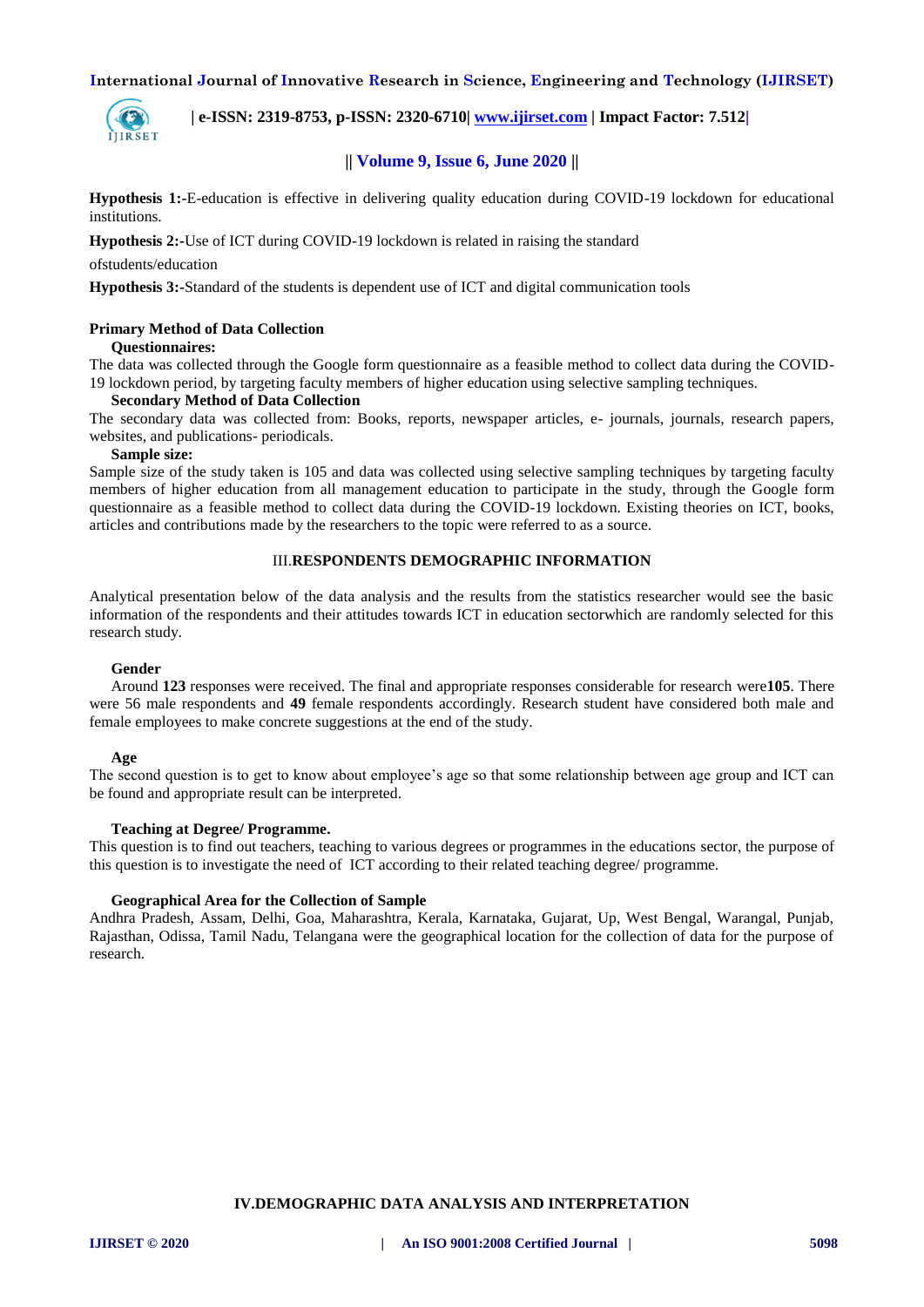**Hypothesis 1:-**E-education is effective in delivering quality education during COVID-19 lockdown for educational institutions.

**Hypothesis 2:-**Use of ICT during COVID-19 lockdown is related in raising the standard

ofstudents/education

**Hypothesis 3:-**Standard of the students is dependent use of ICT and digital communication tools

**Primary Method of Data Collection**

**Questionnaires:**

The data was collected through the Google form questionnaire as a feasible method to collect data during the COVID-19 lockdown period, by targeting faculty members of higher education using selective sampling techniques.

**Secondary Method of Data Collection**

The secondary data was collected from: Books, reports, newspaper articles, e- journals, journals, research papers, websites, and publications- periodicals.

**Sample size:**

Sample size of the study taken is 105 and data was collected using selective sampling techniques by targeting faculty members of higher education from all management education to participate in the study, through the Google form questionnaire as a feasible method to collect data during the COVID-19 lockdown. Existing theories on ICT, books, articles and contributions made by the researchers to the topic were referred to as a source.

## III.RESPONDENTS DEMOGRAPHIC INFORMATION

Analytical presentation below of the data analysis and the results from the statistics researcher would see the basic information of the respondents and their attitudes towards ICT in education sectorwhich are randomly selected for this research study.

**Gender**

Around **123** responses were received. The final and appropriate responses considerable for research were**105**. There were 56 male respondents and **49** female respondents accordingly. Research student have considered both male and female employees to make concrete suggestions at the end of the study.

**Age**

The second question is to get to know about employee's age so that some relationship between age group and ICT can be found and appropriate result can be interpreted.

**Teaching at Degree/ Programme.**

This question is to find out teachers, teaching to various degrees or programmes in the educations sector, the purpose of this question is to investigate the need of ICT according to their related teaching degree/ programme.

**Geographical Area for the Collection of Sample**

Andhra Pradesh, Assam, Delhi, Goa, Maharashtra, Kerala, Karnataka, Gujarat, Up, West Bengal, Warangal, Punjab, Rajasthan, Odissa, Tamil Nadu, Telangana were the geographical location for the collection of data for the purpose of research.

## IV.DEMOGRAPHIC DATA ANALYSIS AND INTERPRETATION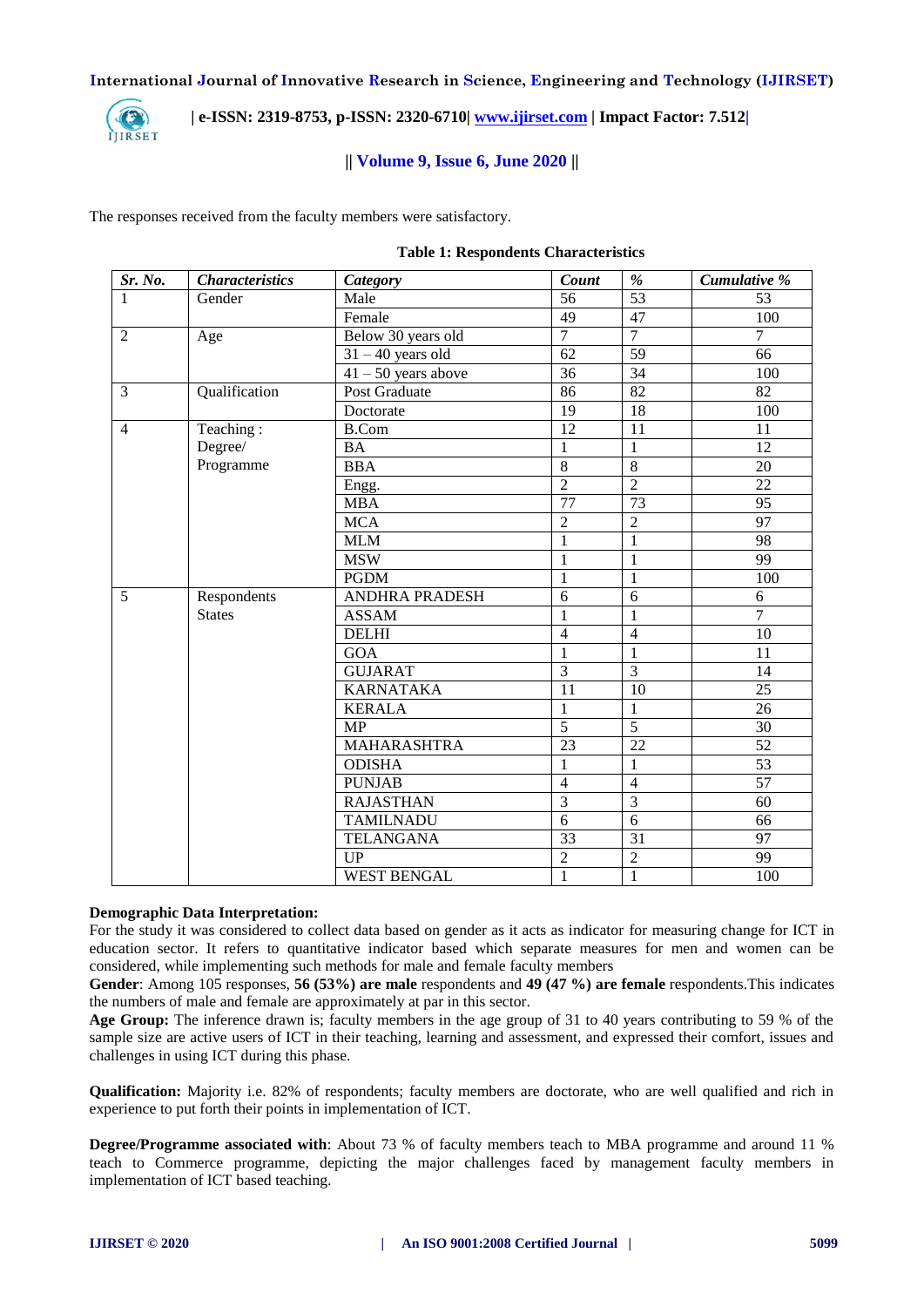The responses received from the faculty members were satisfactory.

**Table 1: Respondents Characteristics**

| *Sr. No.* | *Characteristics* | *Category* | *Count* | *%* | *Cumulative %* |
|---|---|---|---|---|---|
| 1 | Gender | Male | 56 | 53 | 53 |
| | | Female | 49 | 47 | 100 |
| 2 | Age | Below 30 years old | 7 | 7 | 7 |
| | | 31 – 40 years old | 62 | 59 | 66 |
| | | 41 – 50 years above | 36 | 34 | 100 |
| 3 | Qualification | Post Graduate | 86 | 82 | 82 |
| | | Doctorate | 19 | 18 | 100 |
| 4 | Teaching : Degree/ Programme | B.Com | 12 | 11 | 11 |
| | | BA | 1 | 1 | 12 |
| | | BBA | 8 | 8 | 20 |
| | | Engg. | 2 | 2 | 22 |
| | | MBA | 77 | 73 | 95 |
| | | MCA | 2 | 2 | 97 |
| | | MLM | 1 | 1 | 98 |
| | | MSW | 1 | 1 | 99 |
| | | PGDM | 1 | 1 | 100 |
| 5 | Respondents States | ANDHRA PRADESH | 6 | 6 | 6 |
| | | ASSAM | 1 | 1 | 7 |
| | | DELHI | 4 | 4 | 10 |
| | | GOA | 1 | 1 | 11 |
| | | GUJARAT | 3 | 3 | 14 |
| | | KARNATAKA | 11 | 10 | 25 |
| | | KERALA | 1 | 1 | 26 |
| | | MP | 5 | 5 | 30 |
| | | MAHARASHTRA | 23 | 22 | 52 |
| | | ODISHA | 1 | 1 | 53 |
| | | PUNJAB | 4 | 4 | 57 |
| | | RAJASTHAN | 3 | 3 | 60 |
| | | TAMILNADU | 6 | 6 | 66 |
| | | TELANGANA | 33 | 31 | 97 |
| | | UP | 2 | 2 | 99 |
| | | WEST BENGAL | 1 | 1 | 100 |

**Demographic Data Interpretation:**

For the study it was considered to collect data based on gender as it acts as indicator for measuring change for ICT in education sector. It refers to quantitative indicator based which separate measures for men and women can be considered, while implementing such methods for male and female faculty members

**Gender**: Among 105 responses, **56 (53%) are male** respondents and **49 (47 %) are female** respondents.This indicates the numbers of male and female are approximately at par in this sector.

**Age Group:** The inference drawn is; faculty members in the age group of 31 to 40 years contributing to 59 % of the sample size are active users of ICT in their teaching, learning and assessment, and expressed their comfort, issues and challenges in using ICT during this phase.

**Qualification:** Majority i.e. 82% of respondents; faculty members are doctorate, who are well qualified and rich in experience to put forth their points in implementation of ICT.

**Degree/Programme associated with**: About 73 % of faculty members teach to MBA programme and around 11 % teach to Commerce programme, depicting the major challenges faced by management faculty members in implementation of ICT based teaching.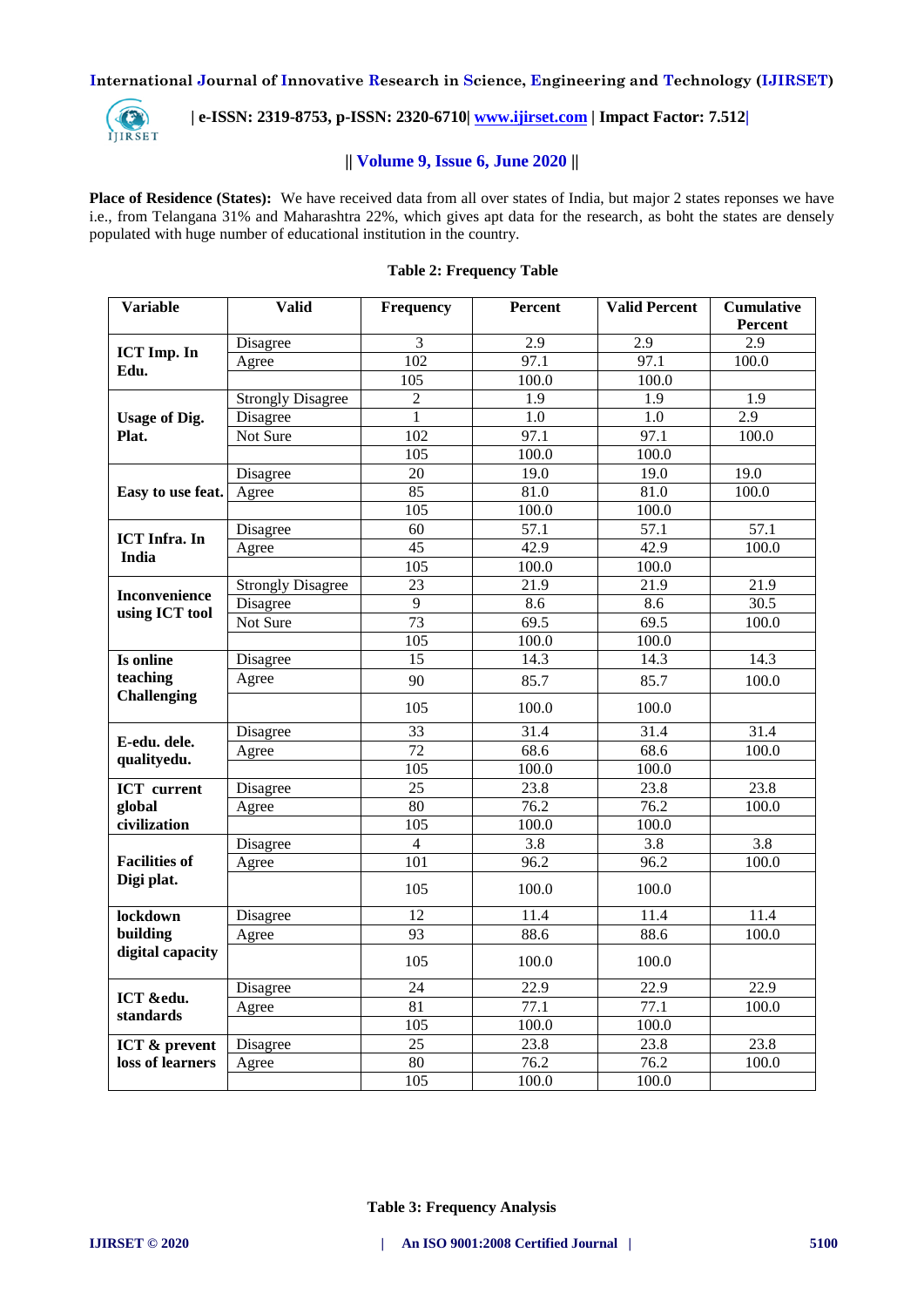**Place of Residence (States):** We have received data from all over states of India, but major 2 states reponses we have i.e., from Telangana 31% and Maharashtra 22%, which gives apt data for the research, as boht the states are densely populated with huge number of educational institution in the country.

**Table 2: Frequency Table**

| Variable | Valid | Frequency | Percent | Valid Percent | Cumulative Percent |
|---|---|---|---|---|---|
| **ICT Imp. In Edu.** | Disagree | 3 | 2.9 | 2.9 | 2.9 |
| | Agree | 102 | 97.1 | 97.1 | 100.0 |
| | | 105 | 100.0 | 100.0 | |
| **Usage of Dig. Plat.** | Strongly Disagree | 2 | 1.9 | 1.9 | 1.9 |
| | Disagree | 1 | 1.0 | 1.0 | 2.9 |
| | Not Sure | 102 | 97.1 | 97.1 | 100.0 |
| | | 105 | 100.0 | 100.0 | |
| **Easy to use feat.** | Disagree | 20 | 19.0 | 19.0 | 19.0 |
| | Agree | 85 | 81.0 | 81.0 | 100.0 |
| | | 105 | 100.0 | 100.0 | |
| **ICT Infra. In India** | Disagree | 60 | 57.1 | 57.1 | 57.1 |
| | Agree | 45 | 42.9 | 42.9 | 100.0 |
| | | 105 | 100.0 | 100.0 | |
| **Inconvenience using ICT tool** | Strongly Disagree | 23 | 21.9 | 21.9 | 21.9 |
| | Disagree | 9 | 8.6 | 8.6 | 30.5 |
| | Not Sure | 73 | 69.5 | 69.5 | 100.0 |
| | | 105 | 100.0 | 100.0 | |
| **Is online teaching Challenging** | Disagree | 15 | 14.3 | 14.3 | 14.3 |
| | Agree | 90 | 85.7 | 85.7 | 100.0 |
| | | 105 | 100.0 | 100.0 | |
| **E-edu. dele. qualityedu.** | Disagree | 33 | 31.4 | 31.4 | 31.4 |
| | Agree | 72 | 68.6 | 68.6 | 100.0 |
| | | 105 | 100.0 | 100.0 | |
| **ICT current global civilization** | Disagree | 25 | 23.8 | 23.8 | 23.8 |
| | Agree | 80 | 76.2 | 76.2 | 100.0 |
| | | 105 | 100.0 | 100.0 | |
| **Facilities of Digi plat.** | Disagree | 4 | 3.8 | 3.8 | 3.8 |
| | Agree | 101 | 96.2 | 96.2 | 100.0 |
| | | 105 | 100.0 | 100.0 | |
| **lockdown building digital capacity** | Disagree | 12 | 11.4 | 11.4 | 11.4 |
| | Agree | 93 | 88.6 | 88.6 | 100.0 |
| | | 105 | 100.0 | 100.0 | |
| **ICT &edu. standards** | Disagree | 24 | 22.9 | 22.9 | 22.9 |
| | Agree | 81 | 77.1 | 77.1 | 100.0 |
| | | 105 | 100.0 | 100.0 | |
| **ICT & prevent loss of learners** | Disagree | 25 | 23.8 | 23.8 | 23.8 |
| | Agree | 80 | 76.2 | 76.2 | 100.0 |
| | | 105 | 100.0 | 100.0 | |

**Table 3: Frequency Analysis**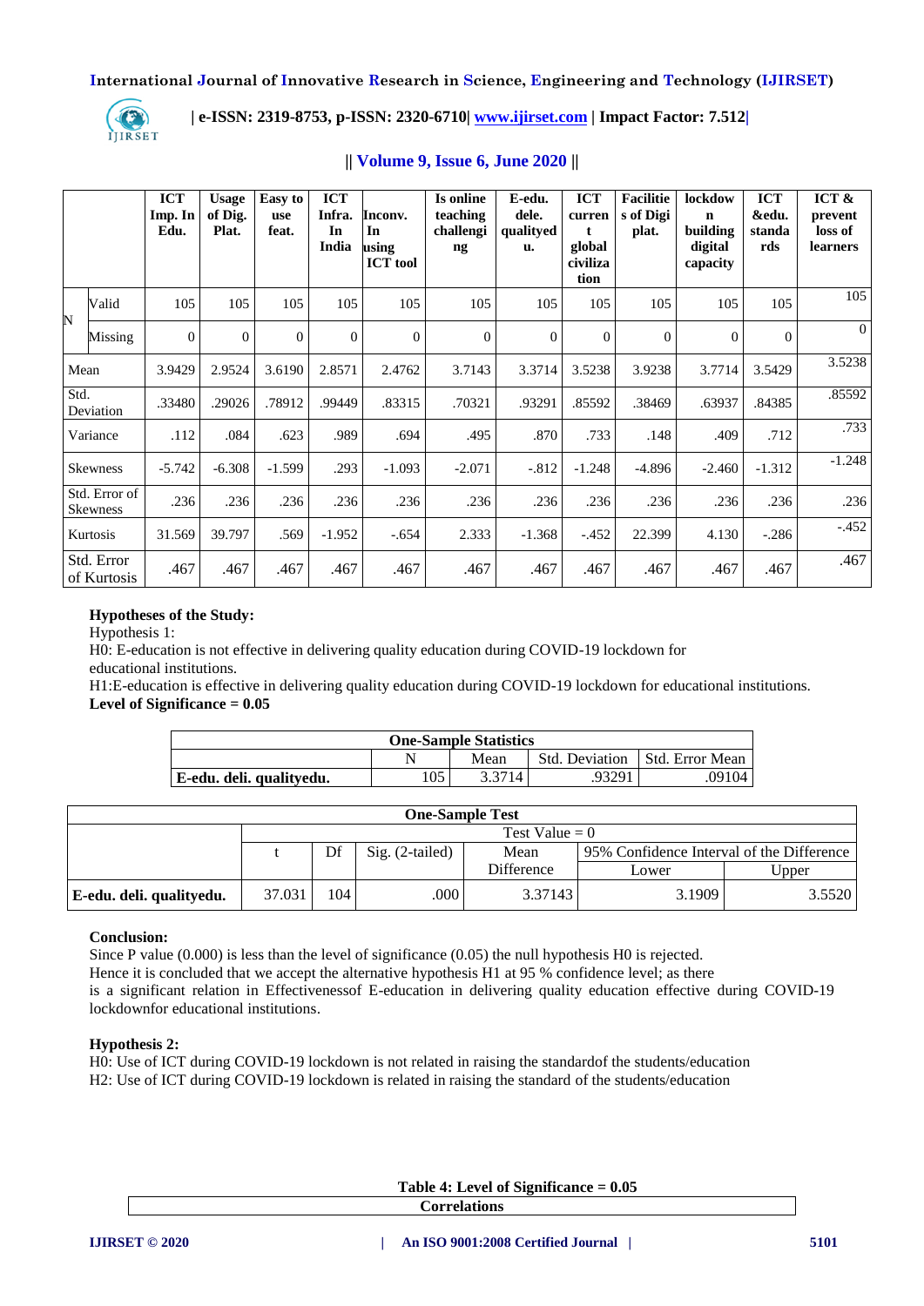| | | ICT Imp. In Edu. | Usage of Dig. Plat. | Easy to use feat. | ICT Infra. In India | Inconv. In using ICT tool | Is online teaching challenging | E-edu. dele. qualityed u. | ICT current global civilization | Facilities of Digi plat. | lockdown building digital capacity | ICT &edu. standards | ICT & prevent loss of learners |
|---|---|---|---|---|---|---|---|---|---|---|---|---|---|
| N | Valid | 105 | 105 | 105 | 105 | 105 | 105 | 105 | 105 | 105 | 105 | 105 | 105 |
| | Missing | 0 | 0 | 0 | 0 | 0 | 0 | 0 | 0 | 0 | 0 | 0 | 0 |
| Mean | | 3.9429 | 2.9524 | 3.6190 | 2.8571 | 2.4762 | 3.7143 | 3.3714 | 3.5238 | 3.9238 | 3.7714 | 3.5429 | 3.5238 |
| Std. Deviation | | .33480 | .29026 | .78912 | .99449 | .83315 | .70321 | .93291 | .85592 | .38469 | .63937 | .84385 | .85592 |
| Variance | | .112 | .084 | .623 | .989 | .694 | .495 | .870 | .733 | .148 | .409 | .712 | .733 |
| Skewness | | -5.742 | -6.308 | -1.599 | .293 | -1.093 | -2.071 | -.812 | -1.248 | -4.896 | -2.460 | -1.312 | -1.248 |
| Std. Error of Skewness | | .236 | .236 | .236 | .236 | .236 | .236 | .236 | .236 | .236 | .236 | .236 | .236 |
| Kurtosis | | 31.569 | 39.797 | .569 | -1.952 | -.654 | 2.333 | -1.368 | -.452 | 22.399 | 4.130 | -.286 | -.452 |
| Std. Error of Kurtosis | | .467 | .467 | .467 | .467 | .467 | .467 | .467 | .467 | .467 | .467 | .467 | .467 |

**Hypotheses of the Study:**

Hypothesis 1:

H0: E-education is not effective in delivering quality education during COVID-19 lockdown for educational institutions.

H1:E-education is effective in delivering quality education during COVID-19 lockdown for educational institutions.

**Level of Significance = 0.05**

| One-Sample Statistics | | | | |
|---|---|---|---|---|
| | N | Mean | Std. Deviation | Std. Error Mean |
| **E-edu. deli. qualityedu.** | 105 | 3.3714 | .93291 | .09104 |

| One-Sample Test | | | | | | |
|---|---|---|---|---|---|---|
| | Test Value = 0 | | | | | |
| | t | Df | Sig. (2-tailed) | Mean Difference | 95% Confidence Interval of the Difference | |
| | | | | | Lower | Upper |
| **E-edu. deli. qualityedu.** | 37.031 | 104 | .000 | 3.37143 | 3.1909 | 3.5520 |

**Conclusion:**

Since P value (0.000) is less than the level of significance (0.05) the null hypothesis H0 is rejected.
Hence it is concluded that we accept the alternative hypothesis H1 at 95 % confidence level; as there is a significant relation in Effectivenessof E-education in delivering quality education effective during COVID-19 lockdownfor educational institutions.

**Hypothesis 2:**

H0: Use of ICT during COVID-19 lockdown is not related in raising the standardof the students/education

H2: Use of ICT during COVID-19 lockdown is related in raising the standard of the students/education

**Table 4: Level of Significance = 0.05**

**Correlations**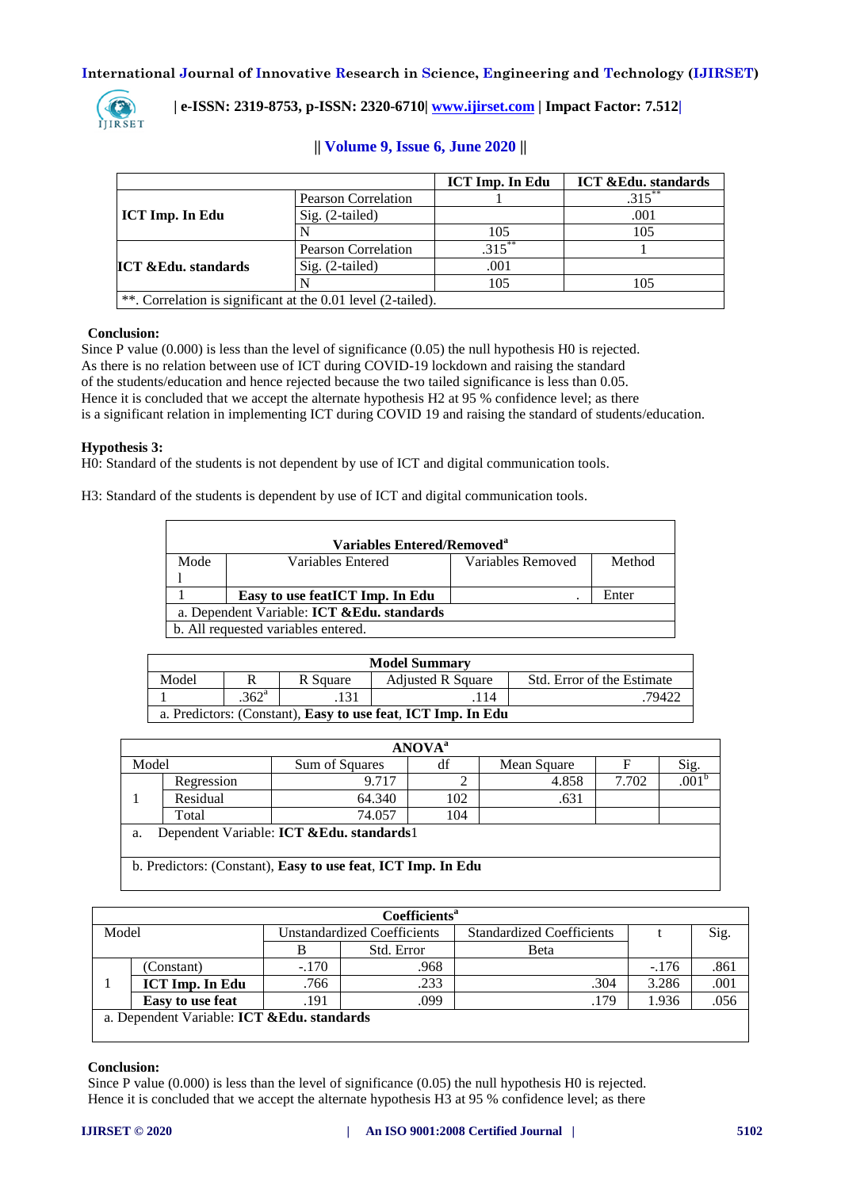| | | ICT Imp. In Edu | ICT &Edu. standards |
|---|---|---|---|
| **ICT Imp. In Edu** | Pearson Correlation | 1 | .315** |
| | Sig. (2-tailed) | | .001 |
| | N | 105 | 105 |
| **ICT &Edu. standards** | Pearson Correlation | .315** | 1 |
| | Sig. (2-tailed) | .001 | |
| | N | 105 | 105 |
| **. Correlation is significant at the 0.01 level (2-tailed). | | | |

**Conclusion:**

Since P value (0.000) is less than the level of significance (0.05) the null hypothesis H0 is rejected. As there is no relation between use of ICT during COVID-19 lockdown and raising the standard of the students/education and hence rejected because the two tailed significance is less than 0.05. Hence it is concluded that we accept the alternate hypothesis H2 at 95 % confidence level; as there is a significant relation in implementing ICT during COVID 19 and raising the standard of students/education.

**Hypothesis 3:**

H0: Standard of the students is not dependent by use of ICT and digital communication tools.

H3: Standard of the students is dependent by use of ICT and digital communication tools.

**Variables Entered/Removed[a]**

| Model | Variables Entered | Variables Removed | Method |
|---|---|---|---|
| 1 | **Easy to use featICT Imp. In Edu** | . | Enter |
| a. Dependent Variable: **ICT &Edu. standards** | | | |
| b. All requested variables entered. | | | |

**Model Summary**

| Model | R | R Square | Adjusted R Square | Std. Error of the Estimate |
|---|---|---|---|---|
| 1 | .362[a] | .131 | .114 | .79422 |
| a. Predictors: (Constant), **Easy to use feat**, **ICT Imp. In Edu** | | | | |

**ANOVA[a]**

| Model | | Sum of Squares | df | Mean Square | F | Sig. |
|---|---|---|---|---|---|---|
| 1 | Regression | 9.717 | 2 | 4.858 | 7.702 | .001[b] |
| | Residual | 64.340 | 102 | .631 | | |
| | Total | 74.057 | 104 | | | |
| a. Dependent Variable: **ICT &Edu. standards**1 | | | | | | |
| b. Predictors: (Constant), **Easy to use feat**, **ICT Imp. In Edu** | | | | | | |

**Coefficients[a]**

| Model | | Unstandardized Coefficients | | Standardized Coefficients | t | Sig. |
|---|---|---|---|---|---|---|
| | | B | Std. Error | Beta | | |
| 1 | (Constant) | -.170 | .968 | | -.176 | .861 |
| | **ICT Imp. In Edu** | .766 | .233 | .304 | 3.286 | .001 |
| | **Easy to use feat** | .191 | .099 | .179 | 1.936 | .056 |
| a. Dependent Variable: **ICT &Edu. standards** | | | | | | |

**Conclusion:**

Since P value (0.000) is less than the level of significance (0.05) the null hypothesis H0 is rejected. Hence it is concluded that we accept the alternate hypothesis H3 at 95 % confidence level; as there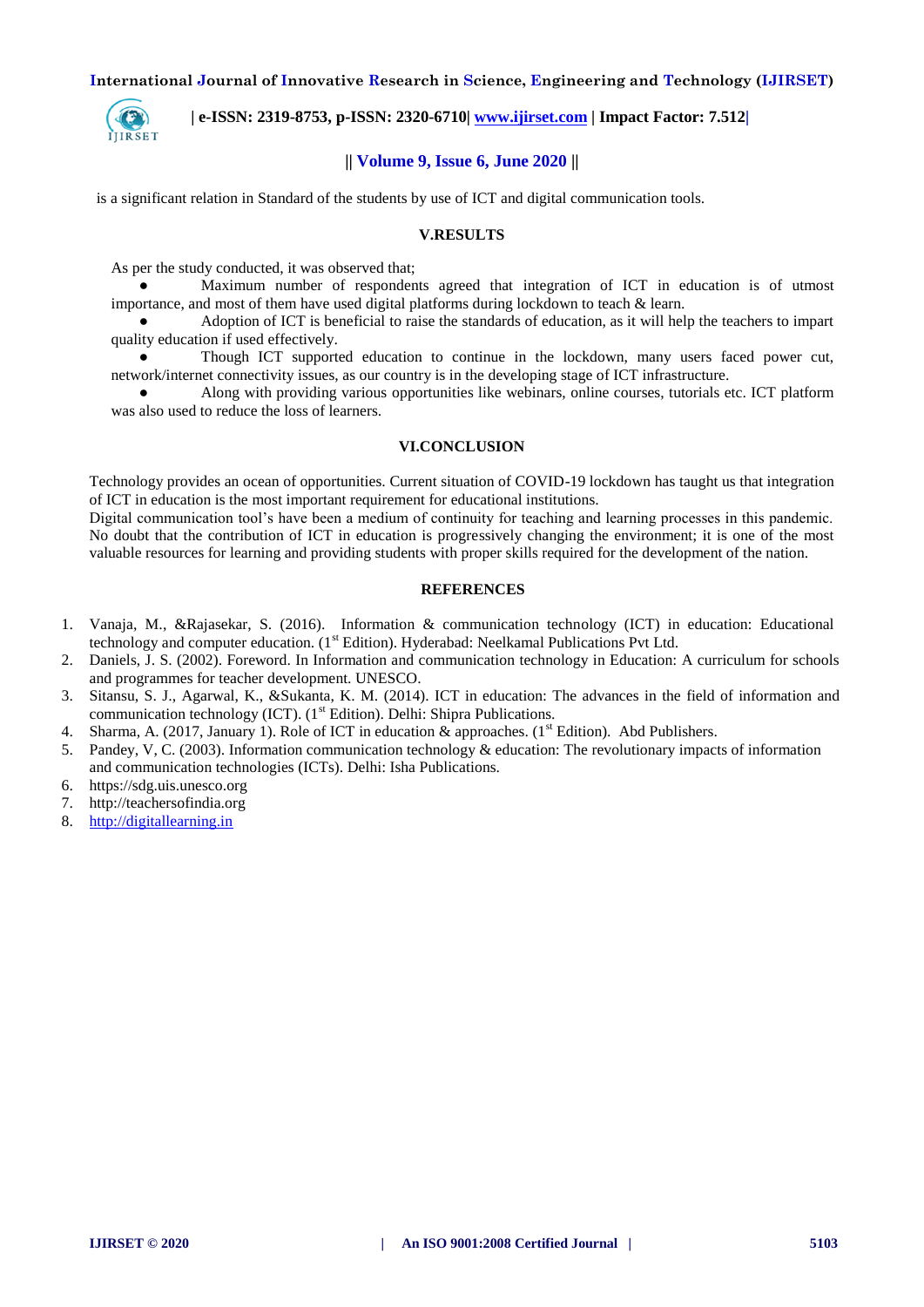is a significant relation in Standard of the students by use of ICT and digital communication tools.

## V.RESULTS

As per the study conducted, it was observed that;

- Maximum number of respondents agreed that integration of ICT in education is of utmost importance, and most of them have used digital platforms during lockdown to teach & learn.
- Adoption of ICT is beneficial to raise the standards of education, as it will help the teachers to impart quality education if used effectively.
- Though ICT supported education to continue in the lockdown, many users faced power cut, network/internet connectivity issues, as our country is in the developing stage of ICT infrastructure.
- Along with providing various opportunities like webinars, online courses, tutorials etc. ICT platform was also used to reduce the loss of learners.

## VI.CONCLUSION

Technology provides an ocean of opportunities. Current situation of COVID-19 lockdown has taught us that integration of ICT in education is the most important requirement for educational institutions.
Digital communication tool's have been a medium of continuity for teaching and learning processes in this pandemic. No doubt that the contribution of ICT in education is progressively changing the environment; it is one of the most valuable resources for learning and providing students with proper skills required for the development of the nation.

## REFERENCES

1. Vanaja, M., &Rajasekar, S. (2016). Information & communication technology (ICT) in education: Educational technology and computer education. (1st Edition). Hyderabad: Neelkamal Publications Pvt Ltd.
2. Daniels, J. S. (2002). Foreword. In Information and communication technology in Education: A curriculum for schools and programmes for teacher development. UNESCO.
3. Sitansu, S. J., Agarwal, K., &Sukanta, K. M. (2014). ICT in education: The advances in the field of information and communication technology (ICT). (1st Edition). Delhi: Shipra Publications.
4. Sharma, A. (2017, January 1). Role of ICT in education & approaches. (1st Edition). Abd Publishers.
5. Pandey, V, C. (2003). Information communication technology & education: The revolutionary impacts of information and communication technologies (ICTs). Delhi: Isha Publications.
6. https://sdg.uis.unesco.org
7. http://teachersofindia.org
8. http://digitallearning.in